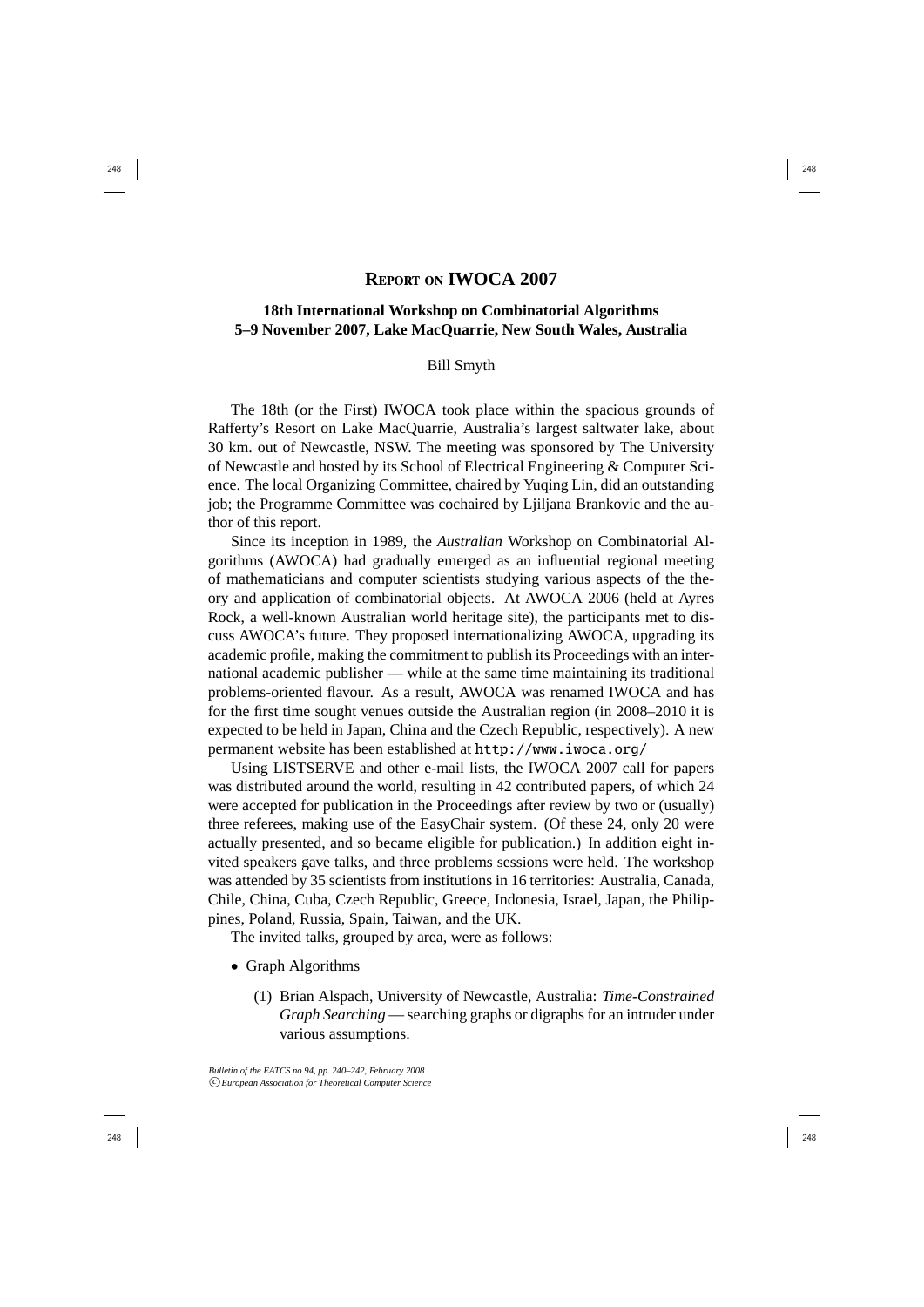# Report on IWOCA 2007

## 18th International Workshop on Combinatorial Algorithms 5–9 November 2007, Lake MacQuarrie, New South Wales, Australia

Bill Smyth

The 18th (or the First) IWOCA took place within the spacious grounds of Rafferty's Resort on Lake MacQuarrie, Australia's largest saltwater lake, about 30 km. out of Newcastle, NSW. The meeting was sponsored by The University of Newcastle and hosted by its School of Electrical Engineering & Computer Science. The local Organizing Committee, chaired by Yuqing Lin, did an outstanding job; the Programme Committee was cochaired by Ljiljana Brankovic and the author of this report.

Since its inception in 1989, the *Australian* Workshop on Combinatorial Algorithms (AWOCA) had gradually emerged as an influential regional meeting of mathematicians and computer scientists studying various aspects of the theory and application of combinatorial objects. At AWOCA 2006 (held at Ayres Rock, a well-known Australian world heritage site), the participants met to discuss AWOCA's future. They proposed internationalizing AWOCA, upgrading its academic profile, making the commitment to publish its Proceedings with an international academic publisher — while at the same time maintaining its traditional problems-oriented flavour. As a result, AWOCA was renamed IWOCA and has for the first time sought venues outside the Australian region (in 2008–2010 it is expected to be held in Japan, China and the Czech Republic, respectively). A new permanent website has been established at `http://www.iwoca.org/`

Using LISTSERVE and other e-mail lists, the IWOCA 2007 call for papers was distributed around the world, resulting in 42 contributed papers, of which 24 were accepted for publication in the Proceedings after review by two or (usually) three referees, making use of the EasyChair system. (Of these 24, only 20 were actually presented, and so became eligible for publication.) In addition eight invited speakers gave talks, and three problems sessions were held. The workshop was attended by 35 scientists from institutions in 16 territories: Australia, Canada, Chile, China, Cuba, Czech Republic, Greece, Indonesia, Israel, Japan, the Philippines, Poland, Russia, Spain, Taiwan, and the UK.

The invited talks, grouped by area, were as follows:

- Graph Algorithms
  (1) Brian Alspach, University of Newcastle, Australia: *Time-Constrained Graph Searching* — searching graphs or digraphs for an intruder under various assumptions.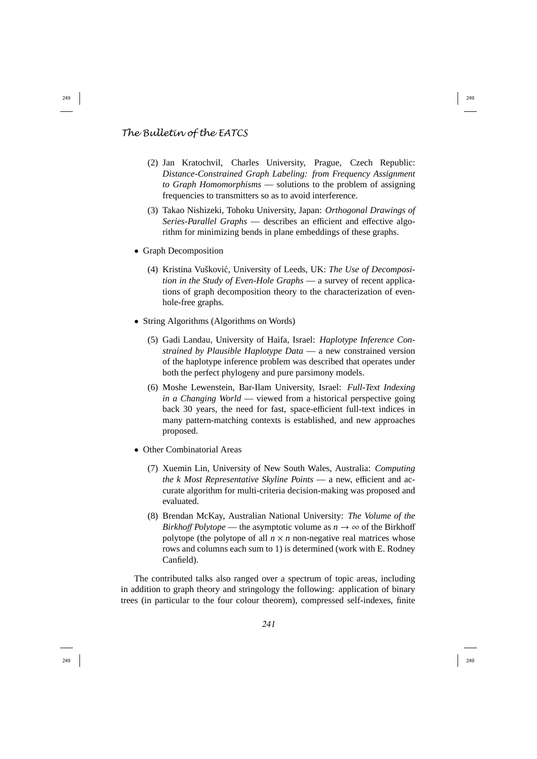(2) Jan Kratochvil, Charles University, Prague, Czech Republic: *Distance-Constrained Graph Labeling: from Frequency Assignment to Graph Homomorphisms* — solutions to the problem of assigning frequencies to transmitters so as to avoid interference.

(3) Takao Nishizeki, Tohoku University, Japan: *Orthogonal Drawings of Series-Parallel Graphs* — describes an efficient and effective algorithm for minimizing bends in plane embeddings of these graphs.

- Graph Decomposition

(4) Kristina Vušković, University of Leeds, UK: *The Use of Decomposition in the Study of Even-Hole Graphs* — a survey of recent applications of graph decomposition theory to the characterization of even-hole-free graphs.

- String Algorithms (Algorithms on Words)

(5) Gadi Landau, University of Haifa, Israel: *Haplotype Inference Constrained by Plausible Haplotype Data* — a new constrained version of the haplotype inference problem was described that operates under both the perfect phylogeny and pure parsimony models.

(6) Moshe Lewenstein, Bar-Ilam University, Israel: *Full-Text Indexing in a Changing World* — viewed from a historical perspective going back 30 years, the need for fast, space-efficient full-text indices in many pattern-matching contexts is established, and new approaches proposed.

- Other Combinatorial Areas

(7) Xuemin Lin, University of New South Wales, Australia: *Computing the k Most Representative Skyline Points* — a new, efficient and accurate algorithm for multi-criteria decision-making was proposed and evaluated.

(8) Brendan McKay, Australian National University: *The Volume of the Birkhoff Polytope* — the asymptotic volume as $n \to \infty$ of the Birkhoff polytope (the polytope of all $n \times n$ non-negative real matrices whose rows and columns each sum to 1) is determined (work with E. Rodney Canfield).

The contributed talks also ranged over a spectrum of topic areas, including in addition to graph theory and stringology the following: application of binary trees (in particular to the four colour theorem), compressed self-indexes, finite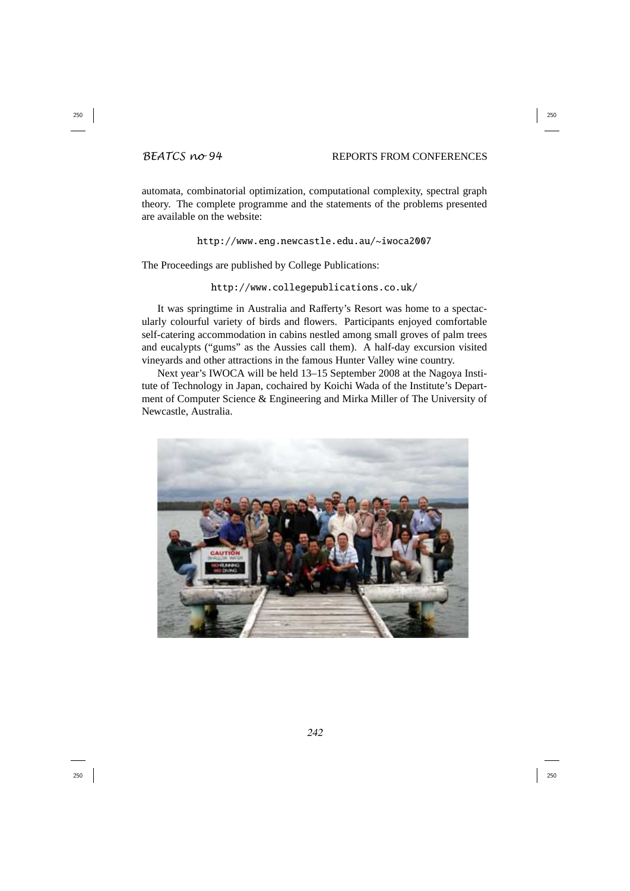automata, combinatorial optimization, computational complexity, spectral graph theory. The complete programme and the statements of the problems presented are available on the website:

http://www.eng.newcastle.edu.au/~iwoca2007

The Proceedings are published by College Publications:

http://www.collegepublications.co.uk/

It was springtime in Australia and Rafferty's Resort was home to a spectacularly colourful variety of birds and flowers. Participants enjoyed comfortable self-catering accommodation in cabins nestled among small groves of palm trees and eucalypts ("gums" as the Aussies call them). A half-day excursion visited vineyards and other attractions in the famous Hunter Valley wine country.

Next year's IWOCA will be held 13–15 September 2008 at the Nagoya Institute of Technology in Japan, cochaired by Koichi Wada of the Institute's Department of Computer Science & Engineering and Mirka Miller of The University of Newcastle, Australia.